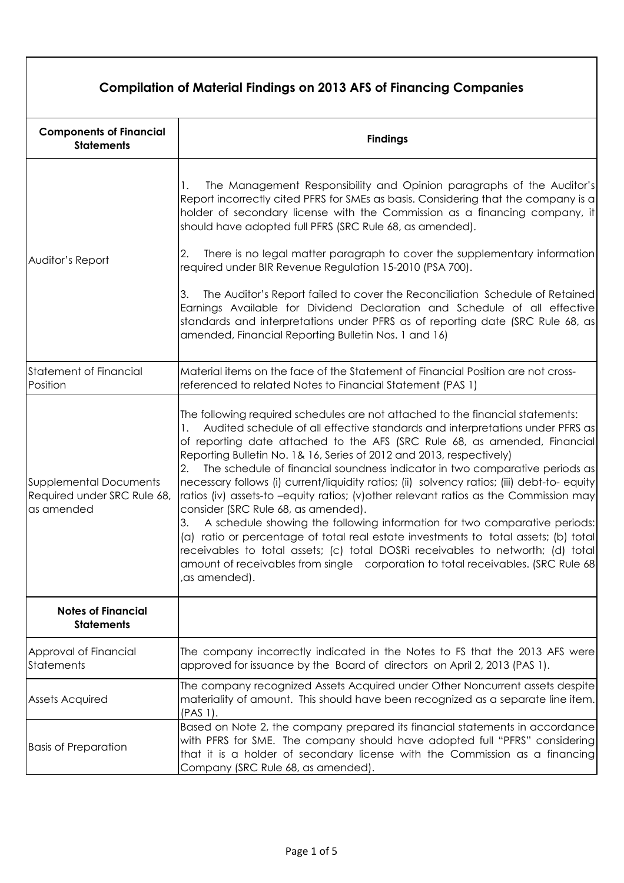# Compilation of Material Findings on 2013 AFS of Financing Companies

| Components of Financial Statements | Findings |
|---|---|
| Auditor's Report | 1. The Management Responsibility and Opinion paragraphs of the Auditor's Report incorrectly cited PFRS for SMEs as basis. Considering that the company is a holder of secondary license with the Commission as a financing company, it should have adopted full PFRS (SRC Rule 68, as amended).<br><br>2. There is no legal matter paragraph to cover the supplementary information required under BIR Revenue Regulation 15-2010 (PSA 700).<br><br>3. The Auditor's Report failed to cover the Reconciliation Schedule of Retained Earnings Available for Dividend Declaration and Schedule of all effective standards and interpretations under PFRS as of reporting date (SRC Rule 68, as amended, Financial Reporting Bulletin Nos. 1 and 16) |
| Statement of Financial Position | Material items on the face of the Statement of Financial Position are not cross-referenced to related Notes to Financial Statement (PAS 1) |
| Supplemental Documents Required under SRC Rule 68, as amended | The following required schedules are not attached to the financial statements:<br>1. Audited schedule of all effective standards and interpretations under PFRS as of reporting date attached to the AFS (SRC Rule 68, as amended, Financial Reporting Bulletin No. 1& 16, Series of 2012 and 2013, respectively)<br>2. The schedule of financial soundness indicator in two comparative periods as necessary follows (i) current/liquidity ratios; (ii) solvency ratios; (iii) debt-to- equity ratios (iv) assets-to –equity ratios; (v)other relevant ratios as the Commission may consider (SRC Rule 68, as amended).<br>3. A schedule showing the following information for two comparative periods: (a) ratio or percentage of total real estate investments to total assets; (b) total receivables to total assets; (c) total DOSRi receivables to networth; (d) total amount of receivables from single corporation to total receivables. (SRC Rule 68 ,as amended). |
| **Notes of Financial Statements** | |
| Approval of Financial Statements | The company incorrectly indicated in the Notes to FS that the 2013 AFS were approved for issuance by the Board of directors on April 2, 2013 (PAS 1). |
| Assets Acquired | The company recognized Assets Acquired under Other Noncurrent assets despite materiality of amount. This should have been recognized as a separate line item. (PAS 1). |
| Basis of Preparation | Based on Note 2, the company prepared its financial statements in accordance with PFRS for SME. The company should have adopted full "PFRS" considering that it is a holder of secondary license with the Commission as a financing Company (SRC Rule 68, as amended). |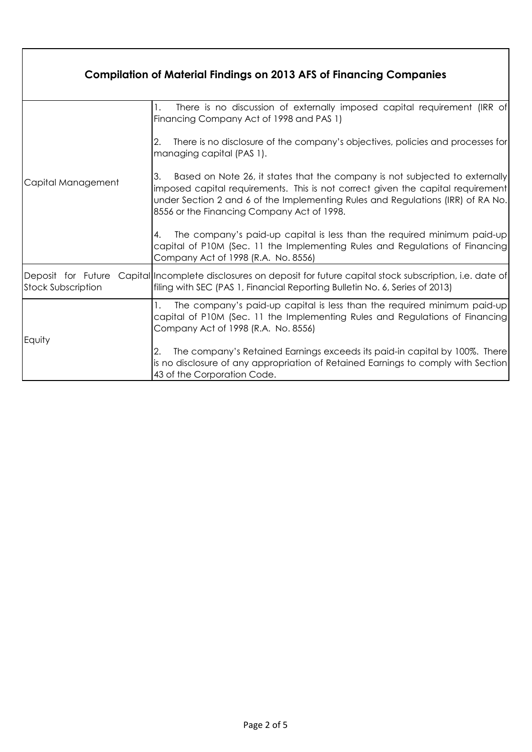| Compilation of Material Findings on 2013 AFS of Financing Companies | |
|---|---|
| Capital Management | 1. There is no discussion of externally imposed capital requirement (IRR of Financing Company Act of 1998 and PAS 1)<br><br>2. There is no disclosure of the company's objectives, policies and processes for managing capital (PAS 1).<br><br>3. Based on Note 26, it states that the company is not subjected to externally imposed capital requirements. This is not correct given the capital requirement under Section 2 and 6 of the Implementing Rules and Regulations (IRR) of RA No. 8556 or the Financing Company Act of 1998.<br><br>4. The company's paid-up capital is less than the required minimum paid-up capital of P10M (Sec. 11 the Implementing Rules and Regulations of Financing Company Act of 1998 (R.A. No. 8556) |
| Deposit for Future Capital Stock Subscription | Incomplete disclosures on deposit for future capital stock subscription, i.e. date of filing with SEC (PAS 1, Financial Reporting Bulletin No. 6, Series of 2013) |
| Equity | 1. The company's paid-up capital is less than the required minimum paid-up capital of P10M (Sec. 11 the Implementing Rules and Regulations of Financing Company Act of 1998 (R.A. No. 8556)<br><br>2. The company's Retained Earnings exceeds its paid-in capital by 100%. There is no disclosure of any appropriation of Retained Earnings to comply with Section 43 of the Corporation Code. |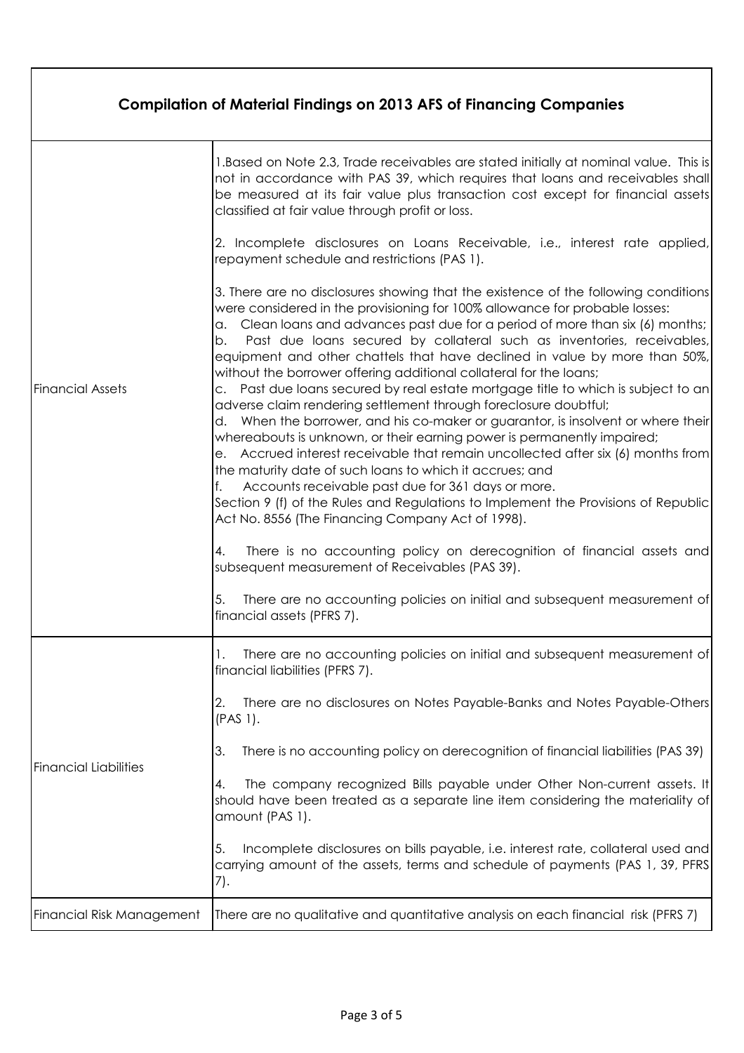## Compilation of Material Findings on 2013 AFS of Financing Companies

| | |
|---|---|
| Financial Assets | 1.Based on Note 2.3, Trade receivables are stated initially at nominal value. This is not in accordance with PAS 39, which requires that loans and receivables shall be measured at its fair value plus transaction cost except for financial assets classified at fair value through profit or loss.<br><br>2. Incomplete disclosures on Loans Receivable, i.e., interest rate applied, repayment schedule and restrictions (PAS 1).<br><br>3. There are no disclosures showing that the existence of the following conditions were considered in the provisioning for 100% allowance for probable losses:<br>a. Clean loans and advances past due for a period of more than six (6) months;<br>b. Past due loans secured by collateral such as inventories, receivables, equipment and other chattels that have declined in value by more than 50%, without the borrower offering additional collateral for the loans;<br>c. Past due loans secured by real estate mortgage title to which is subject to an adverse claim rendering settlement through foreclosure doubtful;<br>d. When the borrower, and his co-maker or guarantor, is insolvent or where their whereabouts is unknown, or their earning power is permanently impaired;<br>e. Accrued interest receivable that remain uncollected after six (6) months from the maturity date of such loans to which it accrues; and<br>f. Accounts receivable past due for 361 days or more.<br>Section 9 (f) of the Rules and Regulations to Implement the Provisions of Republic Act No. 8556 (The Financing Company Act of 1998).<br><br>4. There is no accounting policy on derecognition of financial assets and subsequent measurement of Receivables (PAS 39).<br><br>5. There are no accounting policies on initial and subsequent measurement of financial assets (PFRS 7). |
| Financial Liabilities | 1. There are no accounting policies on initial and subsequent measurement of financial liabilities (PFRS 7).<br><br>2. There are no disclosures on Notes Payable-Banks and Notes Payable-Others (PAS 1).<br><br>3. There is no accounting policy on derecognition of financial liabilities (PAS 39)<br><br>4. The company recognized Bills payable under Other Non-current assets. It should have been treated as a separate line item considering the materiality of amount (PAS 1).<br><br>5. Incomplete disclosures on bills payable, i.e. interest rate, collateral used and carrying amount of the assets, terms and schedule of payments (PAS 1, 39, PFRS 7). |
| Financial Risk Management | There are no qualitative and quantitative analysis on each financial risk (PFRS 7) |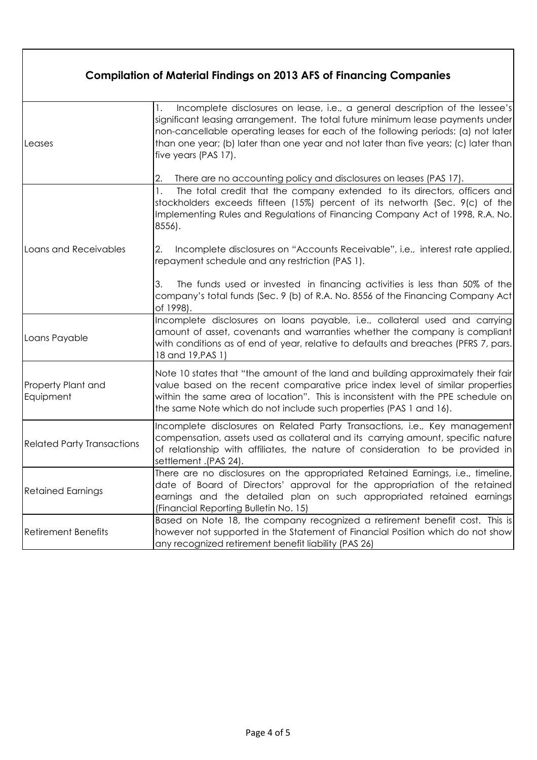## Compilation of Material Findings on 2013 AFS of Financing Companies

| | |
|---|---|
| Leases | 1. Incomplete disclosures on lease, i.e., a general description of the lessee's significant leasing arrangement. The total future minimum lease payments under non-cancellable operating leases for each of the following periods: (a) not later than one year; (b) later than one year and not later than five years; (c) later than five years (PAS 17).<br><br>2. There are no accounting policy and disclosures on leases (PAS 17). |
| Loans and Receivables | 1. The total credit that the company extended to its directors, officers and stockholders exceeds fifteen (15%) percent of its networth (Sec. 9(c) of the Implementing Rules and Regulations of Financing Company Act of 1998, R.A. No. 8556).<br><br>2. Incomplete disclosures on "Accounts Receivable", i.e., interest rate applied, repayment schedule and any restriction (PAS 1).<br><br>3. The funds used or invested in financing activities is less than 50% of the company's total funds (Sec. 9 (b) of R.A. No. 8556 of the Financing Company Act of 1998). |
| Loans Payable | Incomplete disclosures on loans payable, i.e., collateral used and carrying amount of asset, covenants and warranties whether the company is compliant with conditions as of end of year, relative to defaults and breaches (PFRS 7, pars. 18 and 19,PAS 1) |
| Property Plant and Equipment | Note 10 states that "the amount of the land and building approximately their fair value based on the recent comparative price index level of similar properties within the same area of location". This is inconsistent with the PPE schedule on the same Note which do not include such properties (PAS 1 and 16). |
| Related Party Transactions | Incomplete disclosures on Related Party Transactions, i.e., Key management compensation, assets used as collateral and its carrying amount, specific nature of relationship with affiliates, the nature of consideration to be provided in settlement .(PAS 24). |
| Retained Earnings | There are no disclosures on the appropriated Retained Earnings, i.e., timeline, date of Board of Directors' approval for the appropriation of the retained earnings and the detailed plan on such appropriated retained earnings (Financial Reporting Bulletin No. 15) |
| Retirement Benefits | Based on Note 18, the company recognized a retirement benefit cost. This is however not supported in the Statement of Financial Position which do not show any recognized retirement benefit liability (PAS 26) |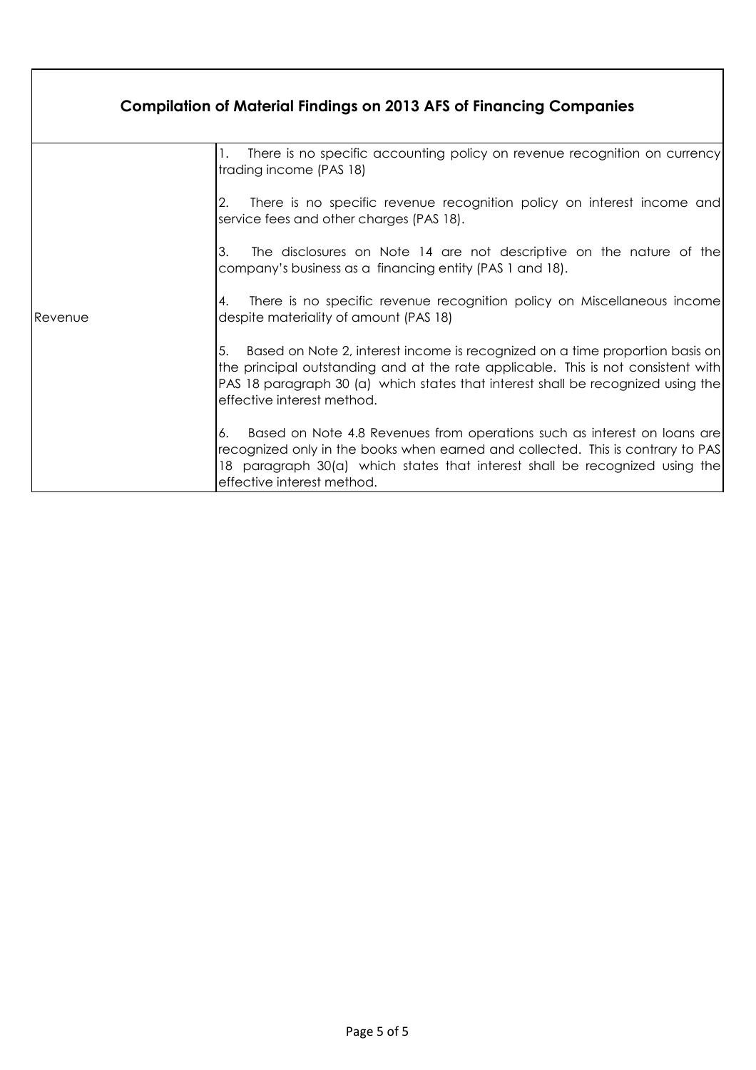# Compilation of Material Findings on 2013 AFS of Financing Companies

| | |
|---|---|
| Revenue | 1. There is no specific accounting policy on revenue recognition on currency trading income (PAS 18)<br><br>2. There is no specific revenue recognition policy on interest income and service fees and other charges (PAS 18).<br><br>3. The disclosures on Note 14 are not descriptive on the nature of the company's business as a financing entity (PAS 1 and 18).<br><br>4. There is no specific revenue recognition policy on Miscellaneous income despite materiality of amount (PAS 18)<br><br>5. Based on Note 2, interest income is recognized on a time proportion basis on the principal outstanding and at the rate applicable. This is not consistent with PAS 18 paragraph 30 (a) which states that interest shall be recognized using the effective interest method.<br><br>6. Based on Note 4.8 Revenues from operations such as interest on loans are recognized only in the books when earned and collected. This is contrary to PAS 18 paragraph 30(a) which states that interest shall be recognized using the effective interest method. |